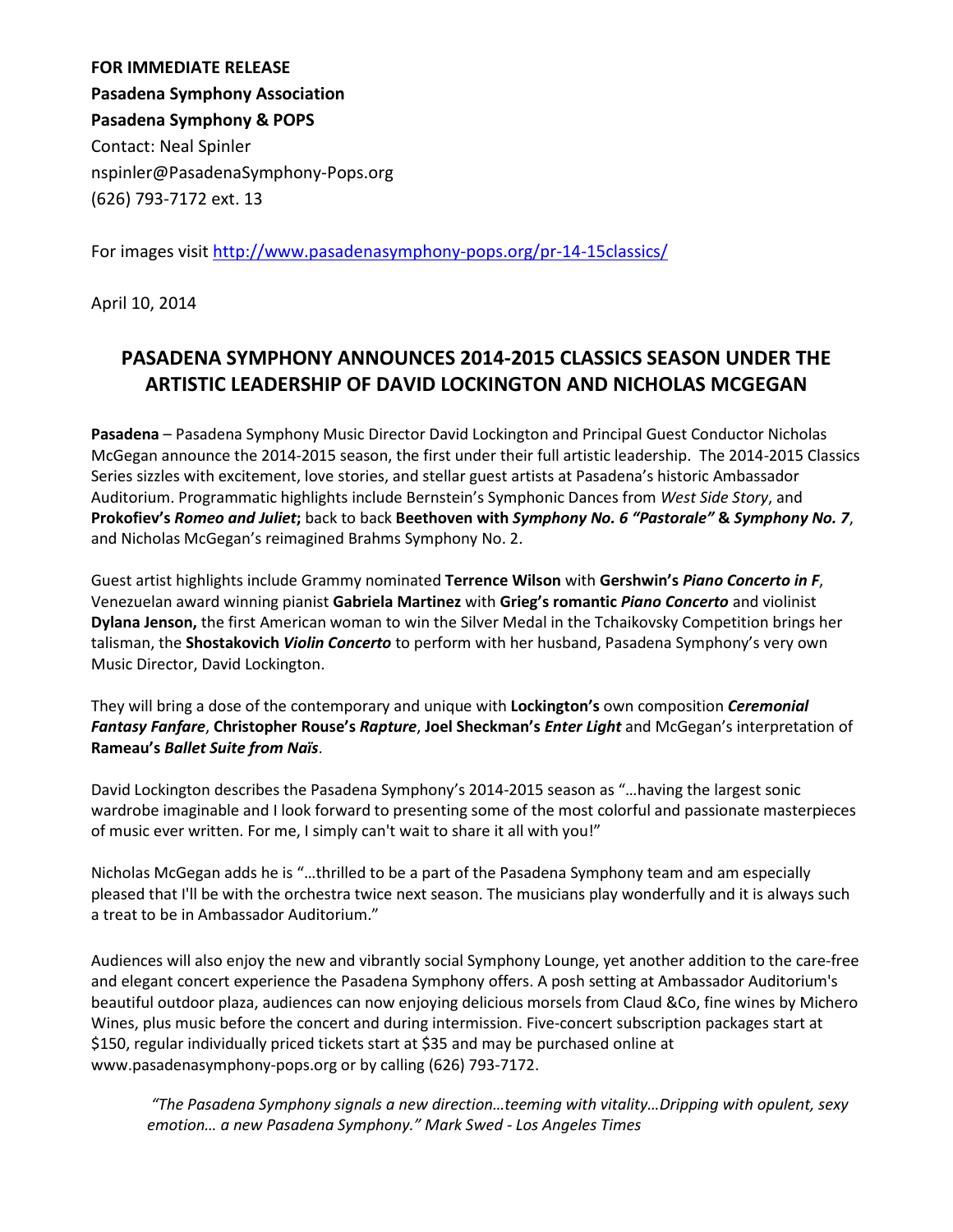**FOR IMMEDIATE RELEASE**
**Pasadena Symphony Association**
**Pasadena Symphony & POPS**
Contact: Neal Spinler
nspinler@PasadenaSymphony-Pops.org
(626) 793-7172 ext. 13

For images visit http://www.pasadenasymphony-pops.org/pr-14-15classics/

April 10, 2014

# PASADENA SYMPHONY ANNOUNCES 2014-2015 CLASSICS SEASON UNDER THE ARTISTIC LEADERSHIP OF DAVID LOCKINGTON AND NICHOLAS MCGEGAN

**Pasadena** – Pasadena Symphony Music Director David Lockington and Principal Guest Conductor Nicholas McGegan announce the 2014-2015 season, the first under their full artistic leadership. The 2014-2015 Classics Series sizzles with excitement, love stories, and stellar guest artists at Pasadena's historic Ambassador Auditorium. Programmatic highlights include Bernstein's Symphonic Dances from *West Side Story*, and **Prokofiev's *Romeo and Juliet*;** back to back **Beethoven with *Symphony No. 6 "Pastorale"* & *Symphony No. 7***, and Nicholas McGegan's reimagined Brahms Symphony No. 2.

Guest artist highlights include Grammy nominated **Terrence Wilson** with **Gershwin's *Piano Concerto in F***, Venezuelan award winning pianist **Gabriela Martinez** with **Grieg's romantic *Piano Concerto*** and violinist **Dylana Jenson,** the first American woman to win the Silver Medal in the Tchaikovsky Competition brings her talisman, the **Shostakovich *Violin Concerto*** to perform with her husband, Pasadena Symphony's very own Music Director, David Lockington.

They will bring a dose of the contemporary and unique with **Lockington's** own composition ***Ceremonial Fantasy Fanfare***, **Christopher Rouse's *Rapture***, **Joel Sheckman's *Enter Light*** and McGegan's interpretation of **Rameau's *Ballet Suite from Naïs***.

David Lockington describes the Pasadena Symphony's 2014-2015 season as "…having the largest sonic wardrobe imaginable and I look forward to presenting some of the most colorful and passionate masterpieces of music ever written. For me, I simply can't wait to share it all with you!"

Nicholas McGegan adds he is "…thrilled to be a part of the Pasadena Symphony team and am especially pleased that I'll be with the orchestra twice next season. The musicians play wonderfully and it is always such a treat to be in Ambassador Auditorium."

Audiences will also enjoy the new and vibrantly social Symphony Lounge, yet another addition to the care-free and elegant concert experience the Pasadena Symphony offers. A posh setting at Ambassador Auditorium's beautiful outdoor plaza, audiences can now enjoying delicious morsels from Claud &Co, fine wines by Michero Wines, plus music before the concert and during intermission. Five-concert subscription packages start at $150, regular individually priced tickets start at $35 and may be purchased online at www.pasadenasymphony-pops.org or by calling (626) 793-7172.

> *"The Pasadena Symphony signals a new direction…teeming with vitality…Dripping with opulent, sexy emotion… a new Pasadena Symphony." Mark Swed - Los Angeles Times*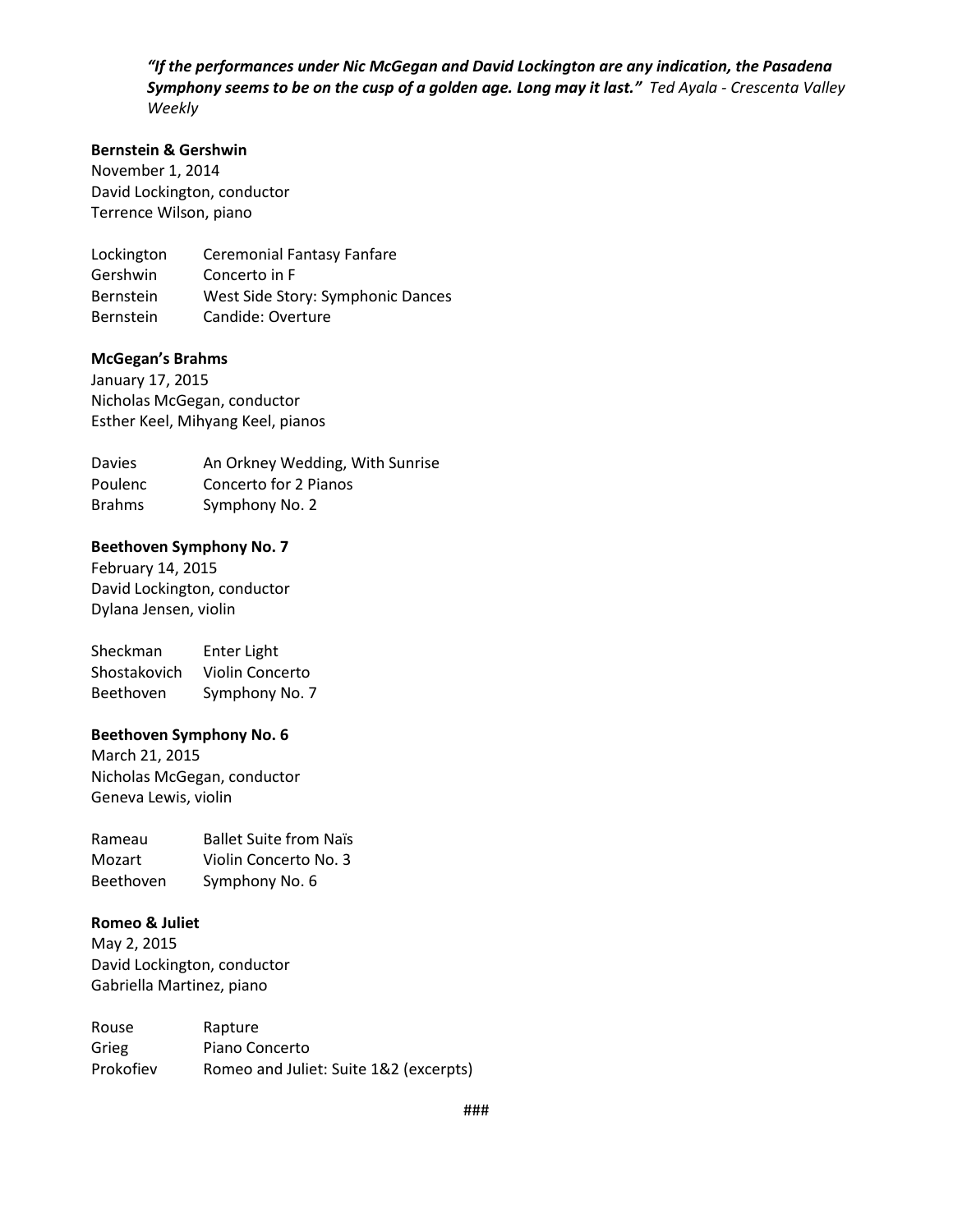***"If the performances under Nic McGegan and David Lockington are any indication, the Pasadena Symphony seems to be on the cusp of a golden age. Long may it last."*** *Ted Ayala - Crescenta Valley Weekly*

**Bernstein & Gershwin**
November 1, 2014
David Lockington, conductor
Terrence Wilson, piano

| | |
|---|---|
| Lockington | Ceremonial Fantasy Fanfare |
| Gershwin | Concerto in F |
| Bernstein | West Side Story: Symphonic Dances |
| Bernstein | Candide: Overture |

**McGegan's Brahms**
January 17, 2015
Nicholas McGegan, conductor
Esther Keel, Mihyang Keel, pianos

| | |
|---|---|
| Davies | An Orkney Wedding, With Sunrise |
| Poulenc | Concerto for 2 Pianos |
| Brahms | Symphony No. 2 |

**Beethoven Symphony No. 7**
February 14, 2015
David Lockington, conductor
Dylana Jensen, violin

| | |
|---|---|
| Sheckman | Enter Light |
| Shostakovich | Violin Concerto |
| Beethoven | Symphony No. 7 |

**Beethoven Symphony No. 6**
March 21, 2015
Nicholas McGegan, conductor
Geneva Lewis, violin

| | |
|---|---|
| Rameau | Ballet Suite from Naïs |
| Mozart | Violin Concerto No. 3 |
| Beethoven | Symphony No. 6 |

**Romeo & Juliet**
May 2, 2015
David Lockington, conductor
Gabriella Martinez, piano

| | |
|---|---|
| Rouse | Rapture |
| Grieg | Piano Concerto |
| Prokofiev | Romeo and Juliet: Suite 1&2 (excerpts) |

###